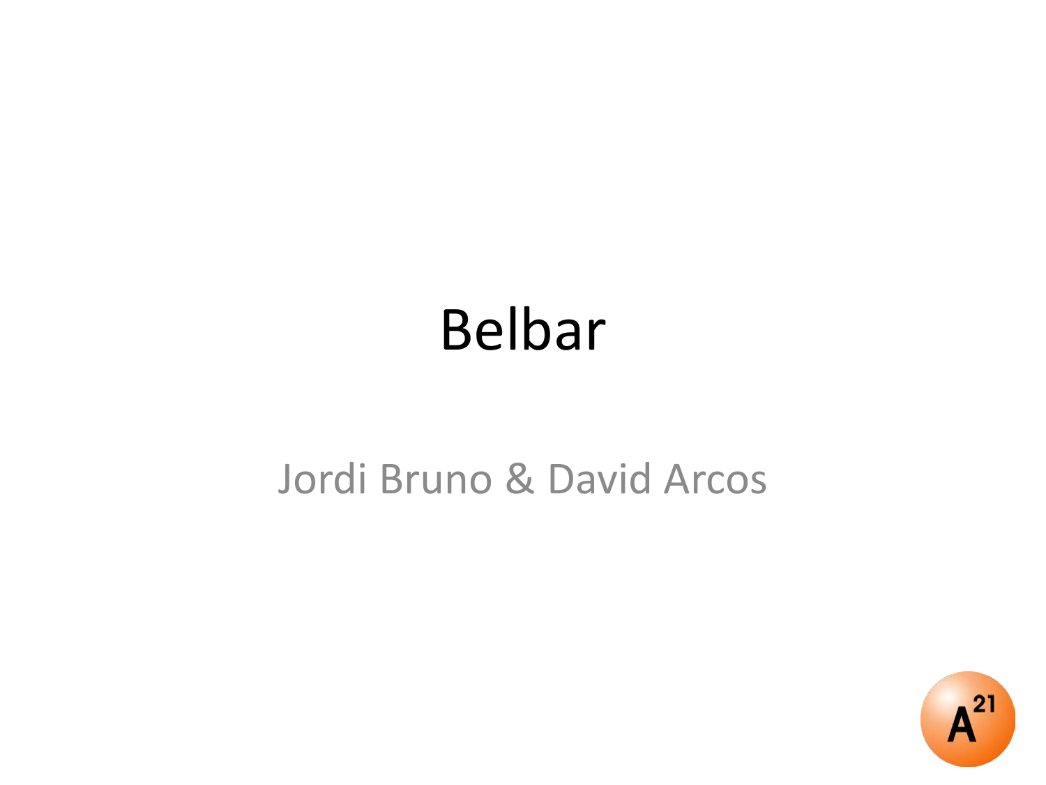# Belbar

Jordi Bruno & David Arcos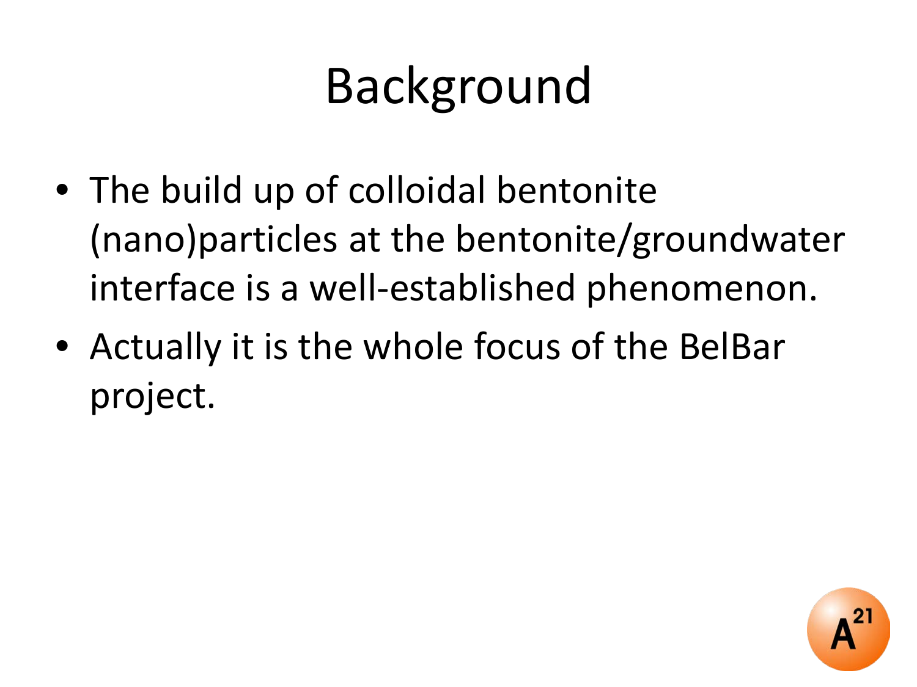# Background

- The build up of colloidal bentonite (nano)particles at the bentonite/groundwater interface is a well-established phenomenon.
- Actually it is the whole focus of the BelBar project.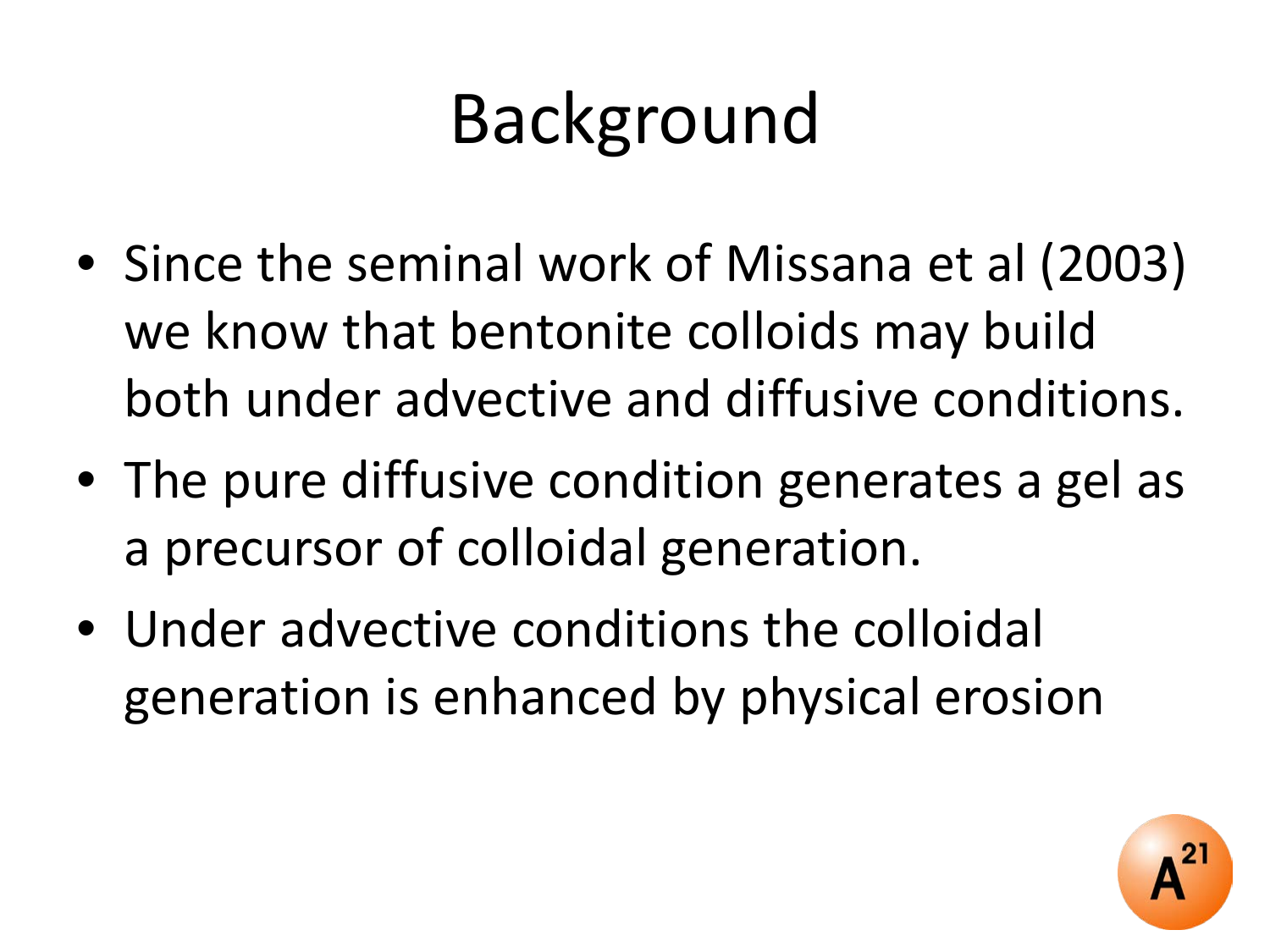# Background

- Since the seminal work of Missana et al (2003) we know that bentonite colloids may build both under advective and diffusive conditions.
- The pure diffusive condition generates a gel as a precursor of colloidal generation.
- Under advective conditions the colloidal generation is enhanced by physical erosion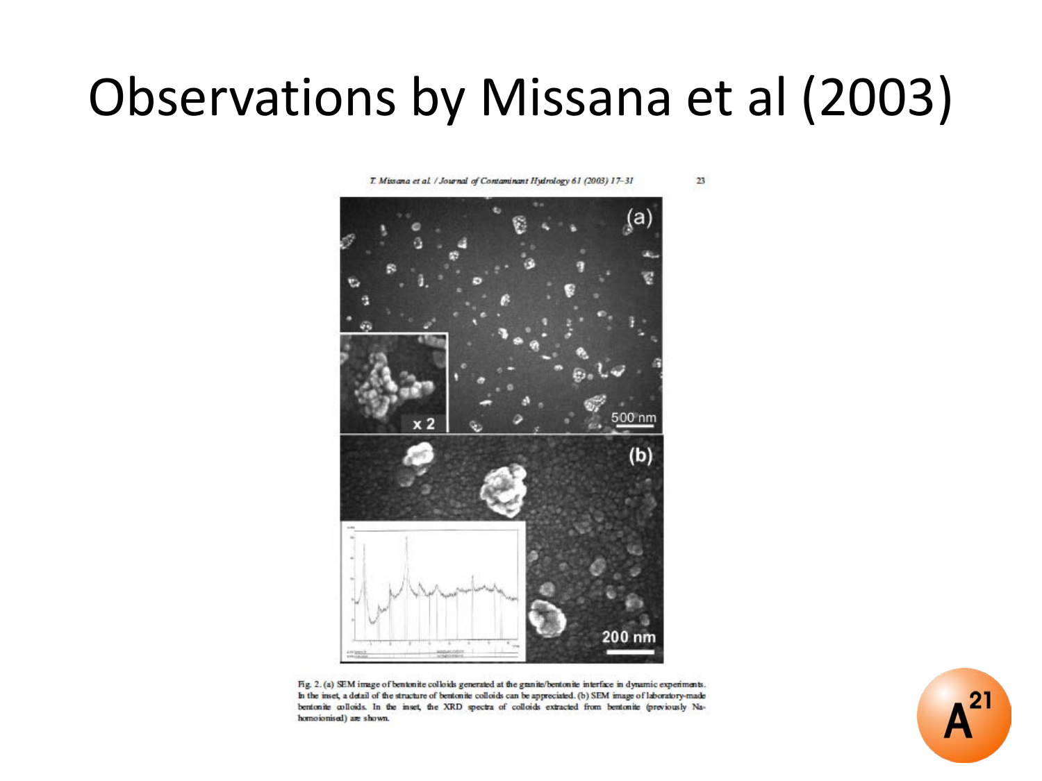# Observations by Missana et al (2003)

Fig. 2. (a) SEM image of bentonite colloids generated at the granite/bentonite interface in dynamic experiments. In the inset, a detail of the structure of bentonite colloids can be appreciated. (b) SEM image of laboratory-made bentonite colloids. In the inset, the XRD spectra of colloids extracted from bentonite (previously Na-homoionised) are shown.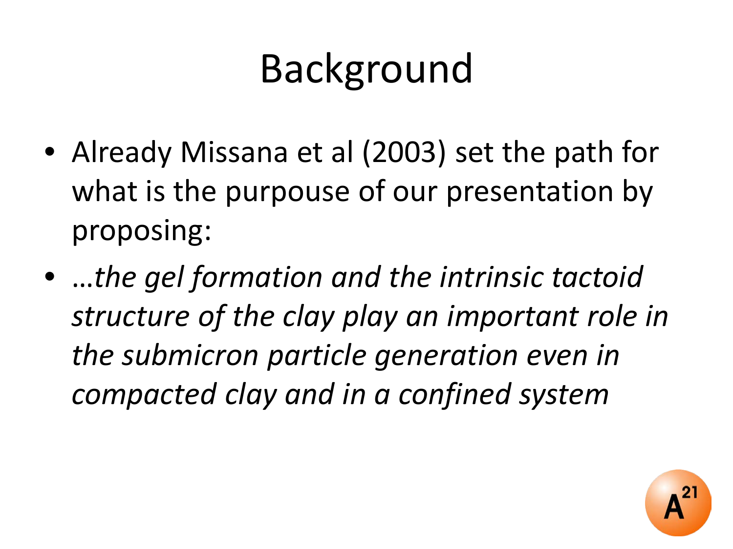# Background

- Already Missana et al (2003) set the path for what is the purpouse of our presentation by proposing:
- *…the gel formation and the intrinsic tactoid structure of the clay play an important role in the submicron particle generation even in compacted clay and in a confined system*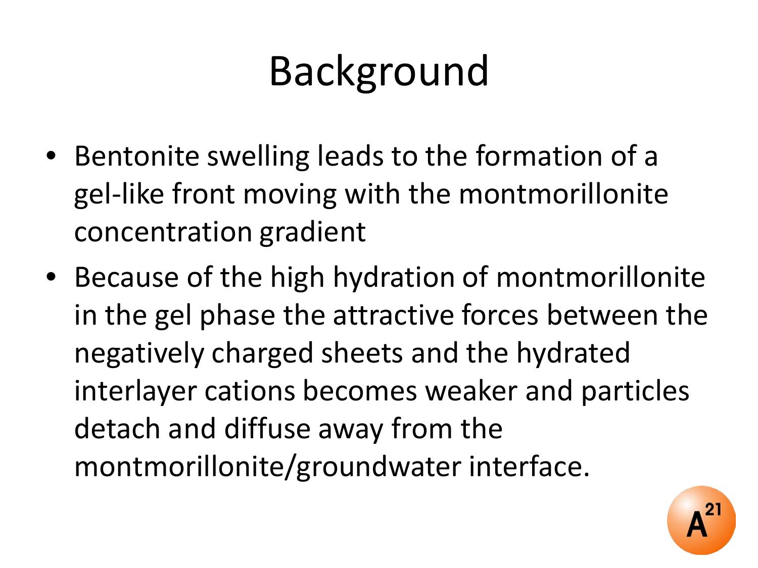# Background

- Bentonite swelling leads to the formation of a gel-like front moving with the montmorillonite concentration gradient
- Because of the high hydration of montmorillonite in the gel phase the attractive forces between the negatively charged sheets and the hydrated interlayer cations becomes weaker and particles detach and diffuse away from the montmorillonite/groundwater interface.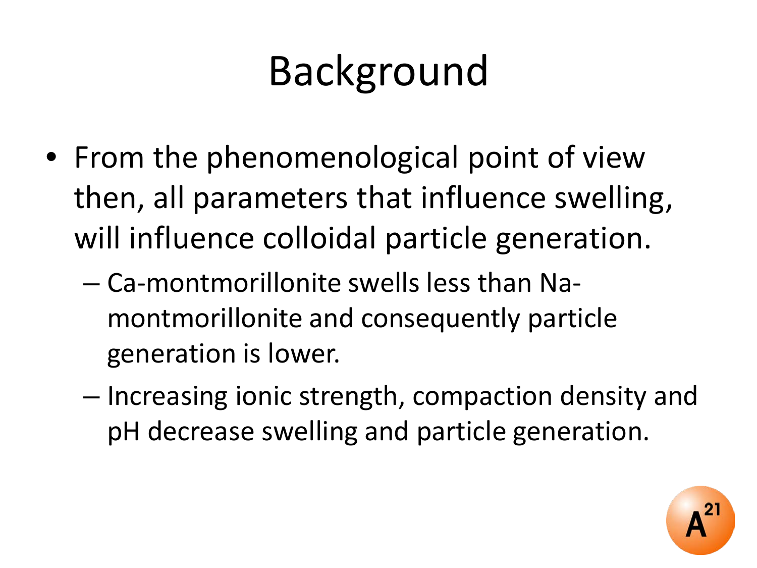# Background

- From the phenomenological point of view then, all parameters that influence swelling, will influence colloidal particle generation.
  - Ca-montmorillonite swells less than Na-montmorillonite and consequently particle generation is lower.
  - Increasing ionic strength, compaction density and pH decrease swelling and particle generation.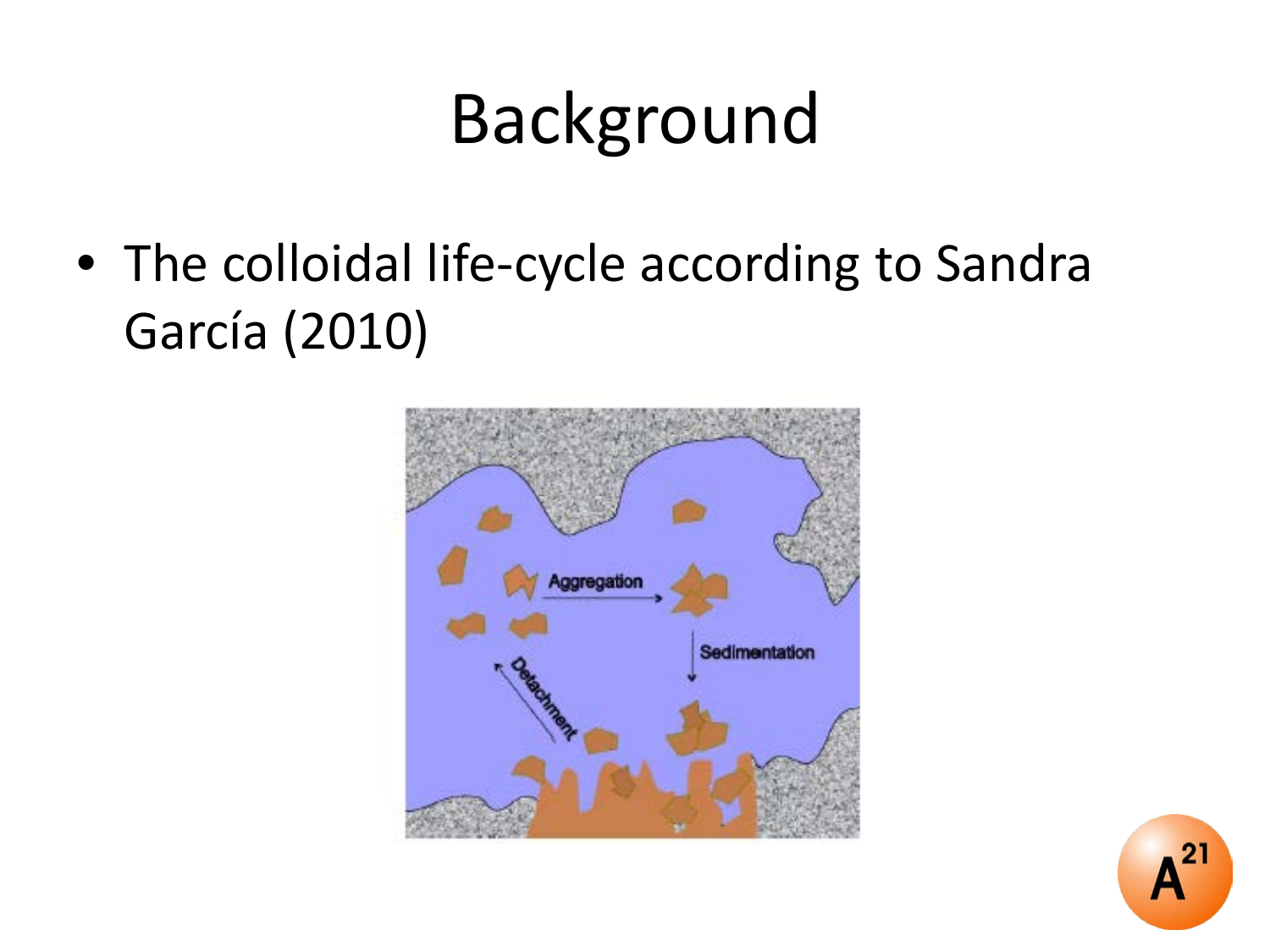# Background

- The colloidal life-cycle according to Sandra García (2010)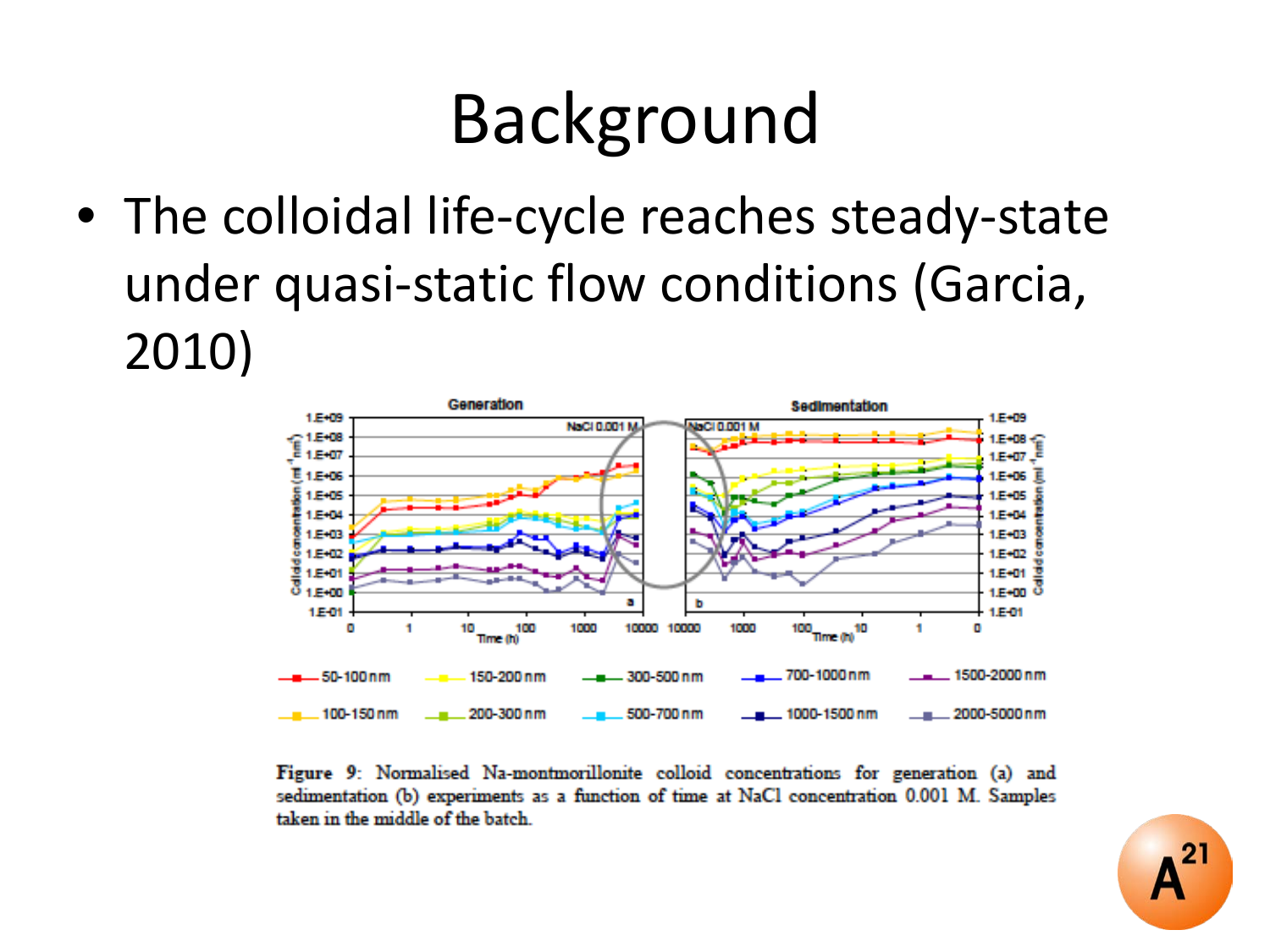# Background

- The colloidal life-cycle reaches steady-state under quasi-static flow conditions (Garcia, 2010)

Figure 9: Normalised Na-montmorillonite colloid concentrations for generation (a) and sedimentation (b) experiments as a function of time at NaCl concentration 0.001 M. Samples taken in the middle of the batch.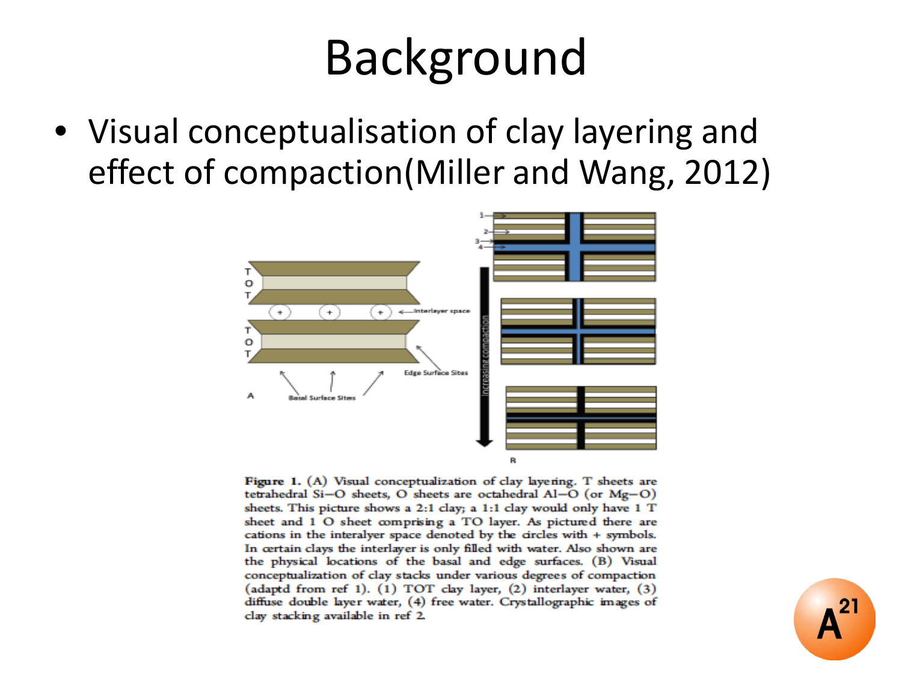# Background

- Visual conceptualisation of clay layering and effect of compaction(Miller and Wang, 2012)

**Figure 1.** (A) Visual conceptualization of clay layering. T sheets are tetrahedral Si−O sheets, O sheets are octahedral Al−O (or Mg−O) sheets. This picture shows a 2:1 clay; a 1:1 clay would only have 1 T sheet and 1 O sheet comprising a TO layer. As pictured there are cations in the interalyer space denoted by the circles with + symbols. In certain clays the interlayer is only filled with water. Also shown are the physical locations of the basal and edge surfaces. (B) Visual conceptualization of clay stacks under various degrees of compaction (adaptd from ref 1). (1) TOT clay layer, (2) interlayer water, (3) diffuse double layer water, (4) free water. Crystallographic images of clay stacking available in ref 2.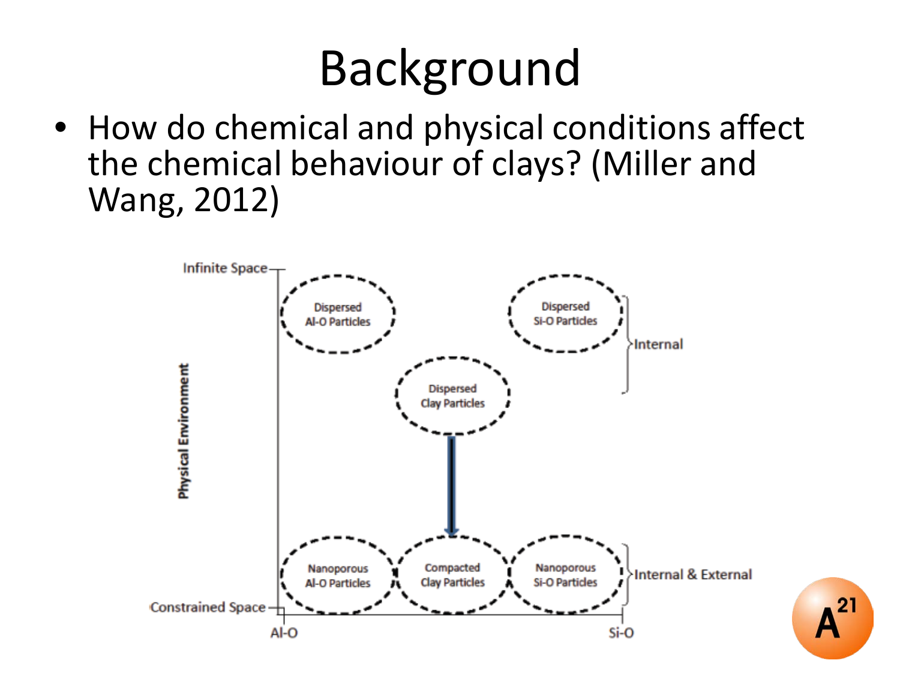# Background

- How do chemical and physical conditions affect the chemical behaviour of clays? (Miller and Wang, 2012)

Infinite Space

Dispersed Al-O Particles

Dispersed Si-O Particles

Internal

Dispersed Clay Particles

Physical Environment

Nanoporous Al-O Particles

Compacted Clay Particles

Nanoporous Si-O Particles

Internal & External

Constrained Space

Al-O

Si-O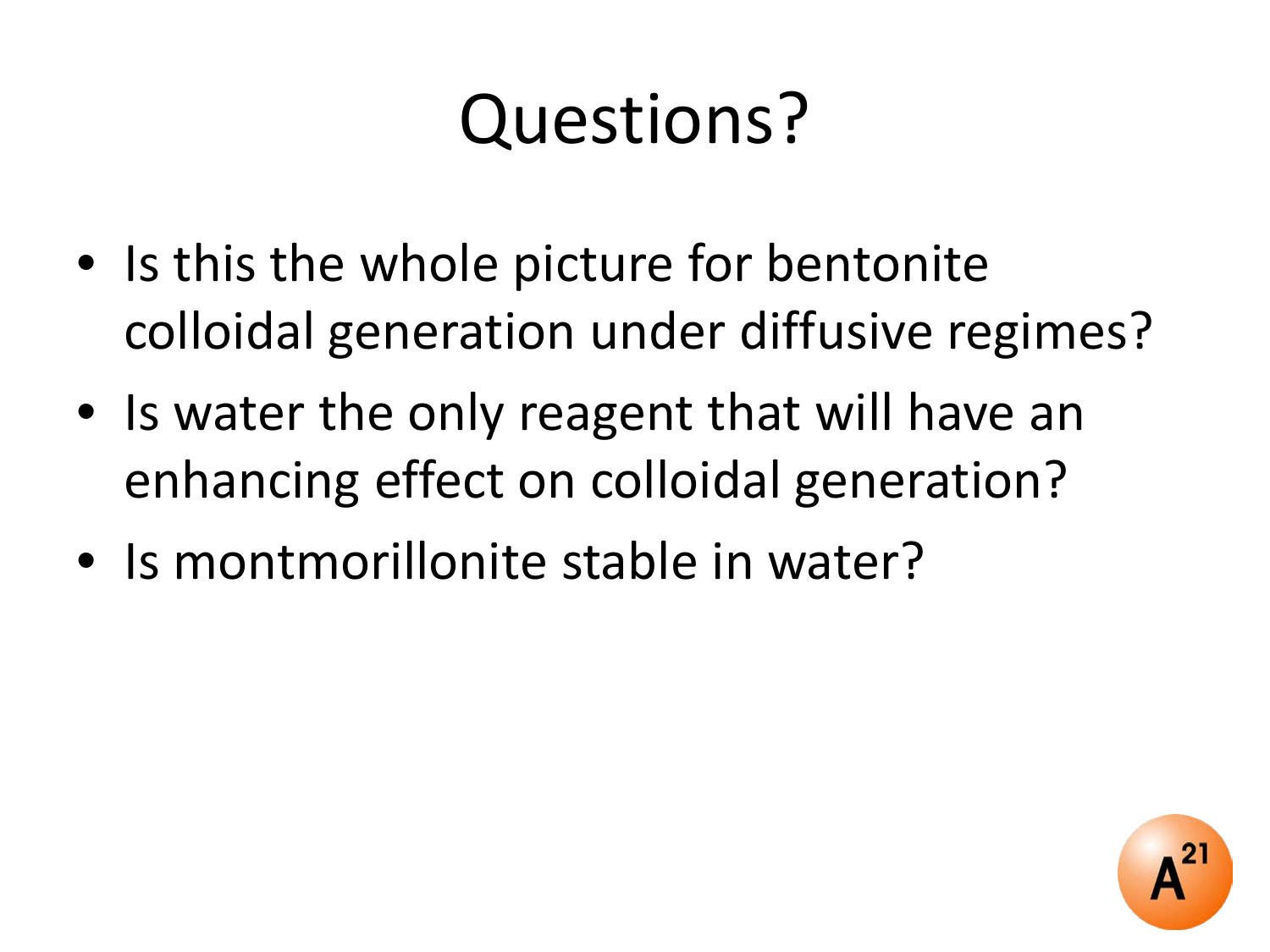# Questions?

- Is this the whole picture for bentonite colloidal generation under diffusive regimes?
- Is water the only reagent that will have an enhancing effect on colloidal generation?
- Is montmorillonite stable in water?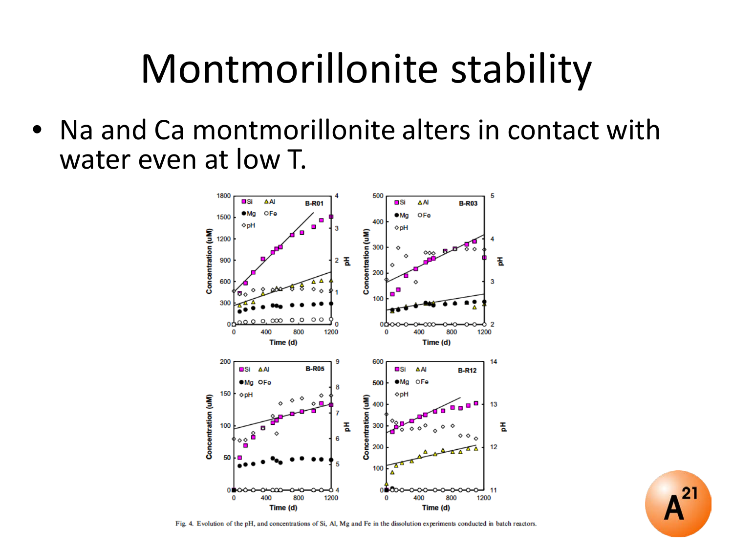# Montmorillonite stability

- Na and Ca montmorillonite alters in contact with water even at low T.

Fig. 4. Evolution of the pH, and concentrations of Si, Al, Mg and Fe in the dissolution experiments conducted in batch reactors.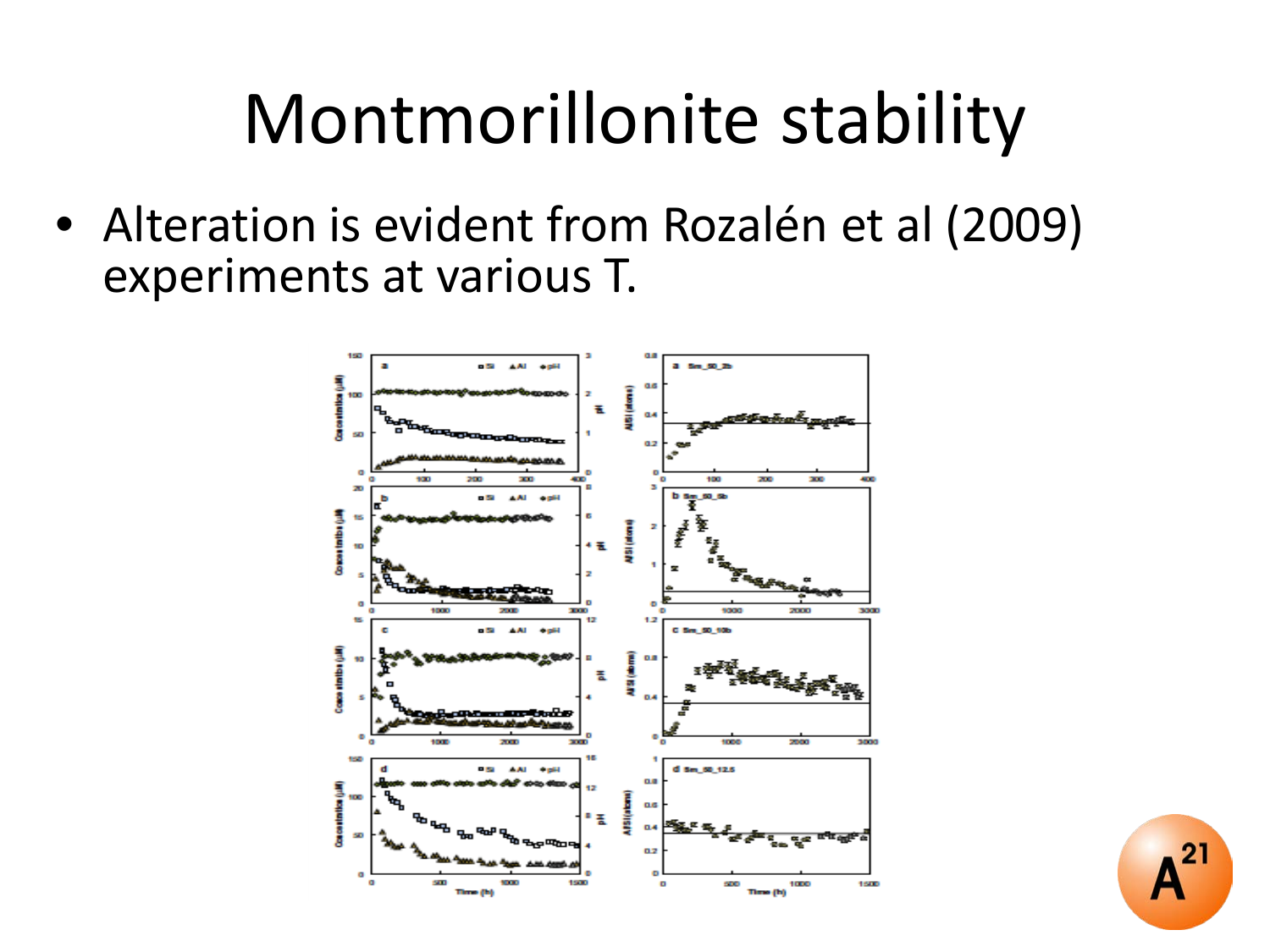# Montmorillonite stability

- Alteration is evident from Rozalén et al (2009) experiments at various T.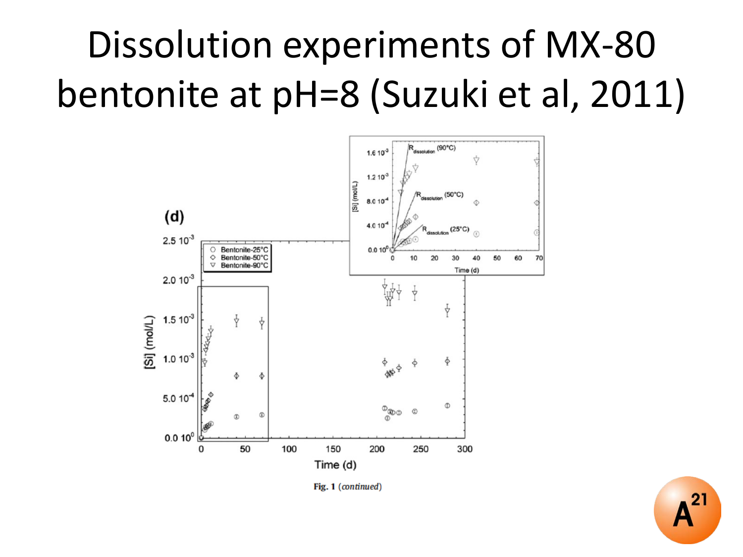# Dissolution experiments of MX-80 bentonite at pH=8 (Suzuki et al, 2011)

Fig. 1 (*continued*)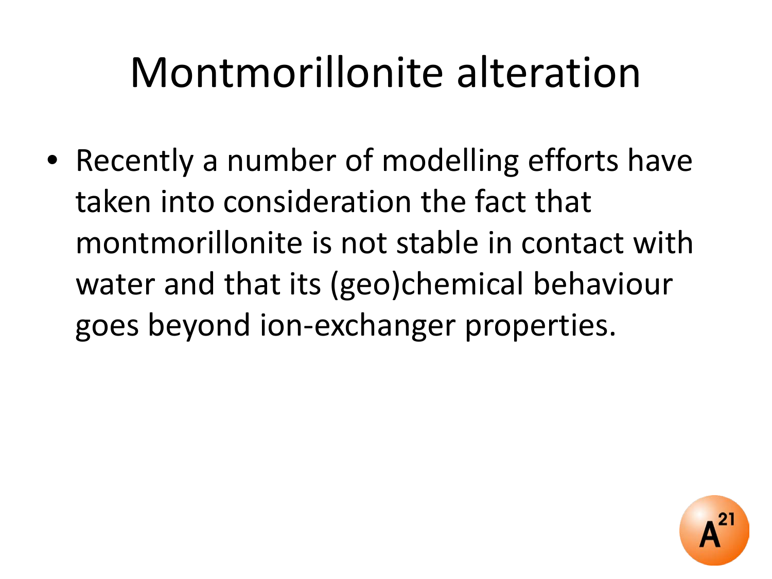# Montmorillonite alteration

- Recently a number of modelling efforts have taken into consideration the fact that montmorillonite is not stable in contact with water and that its (geo)chemical behaviour goes beyond ion-exchanger properties.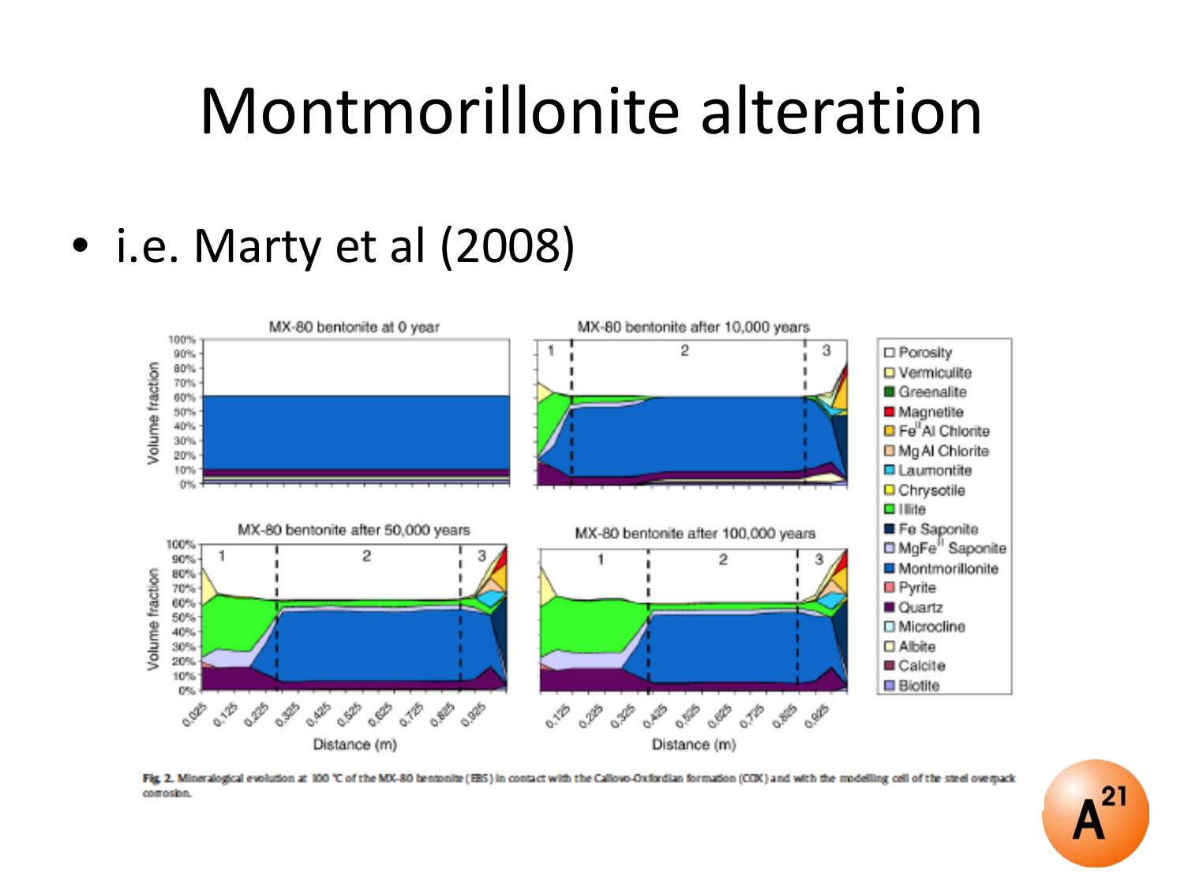# Montmorillonite alteration

- i.e. Marty et al (2008)

Fig. 2. Mineralogical evolution at 100 °C of the MX-80 bentonite (EBS) in contact with the Callovo-Oxfordian formation (COX) and with the modelling cell of the steel overpack corrosion.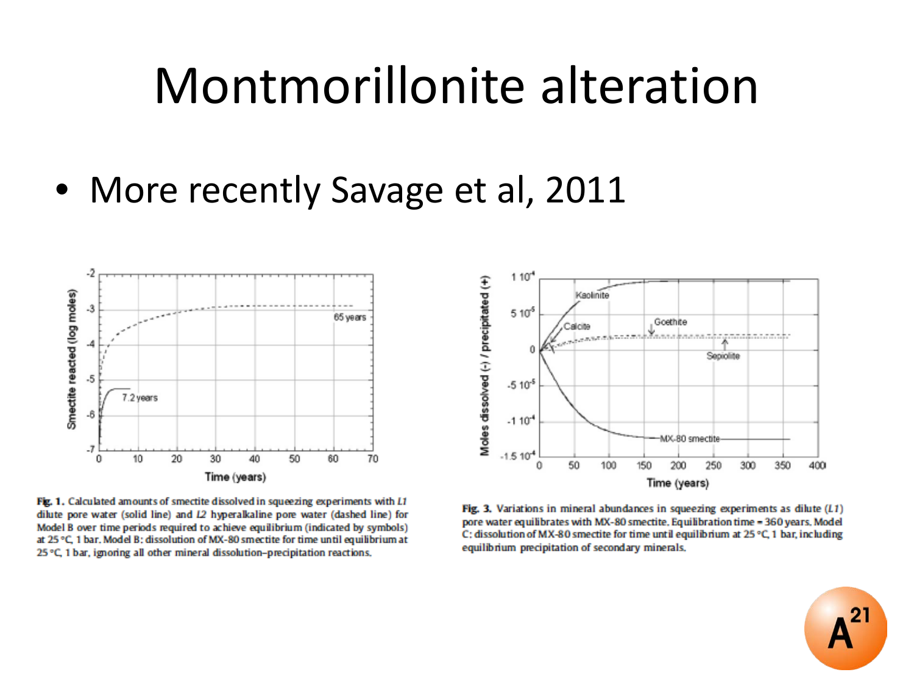# Montmorillonite alteration

- More recently Savage et al, 2011

**Fig. 1.** Calculated amounts of smectite dissolved in squeezing experiments with *L1* dilute pore water (solid line) and *L2* hyperalkaline pore water (dashed line) for Model B over time periods required to achieve equilibrium (indicated by symbols) at 25 °C, 1 bar. Model B: dissolution of MX-80 smectite for time until equilibrium at 25 °C, 1 bar, ignoring all other mineral dissolution–precipitation reactions.

**Fig. 3.** Variations in mineral abundances in squeezing experiments as dilute (*L1*) pore water equilibrates with MX-80 smectite. Equilibration time = 360 years. Model C: dissolution of MX-80 smectite for time until equilibrium at 25 °C, 1 bar, including equilibrium precipitation of secondary minerals.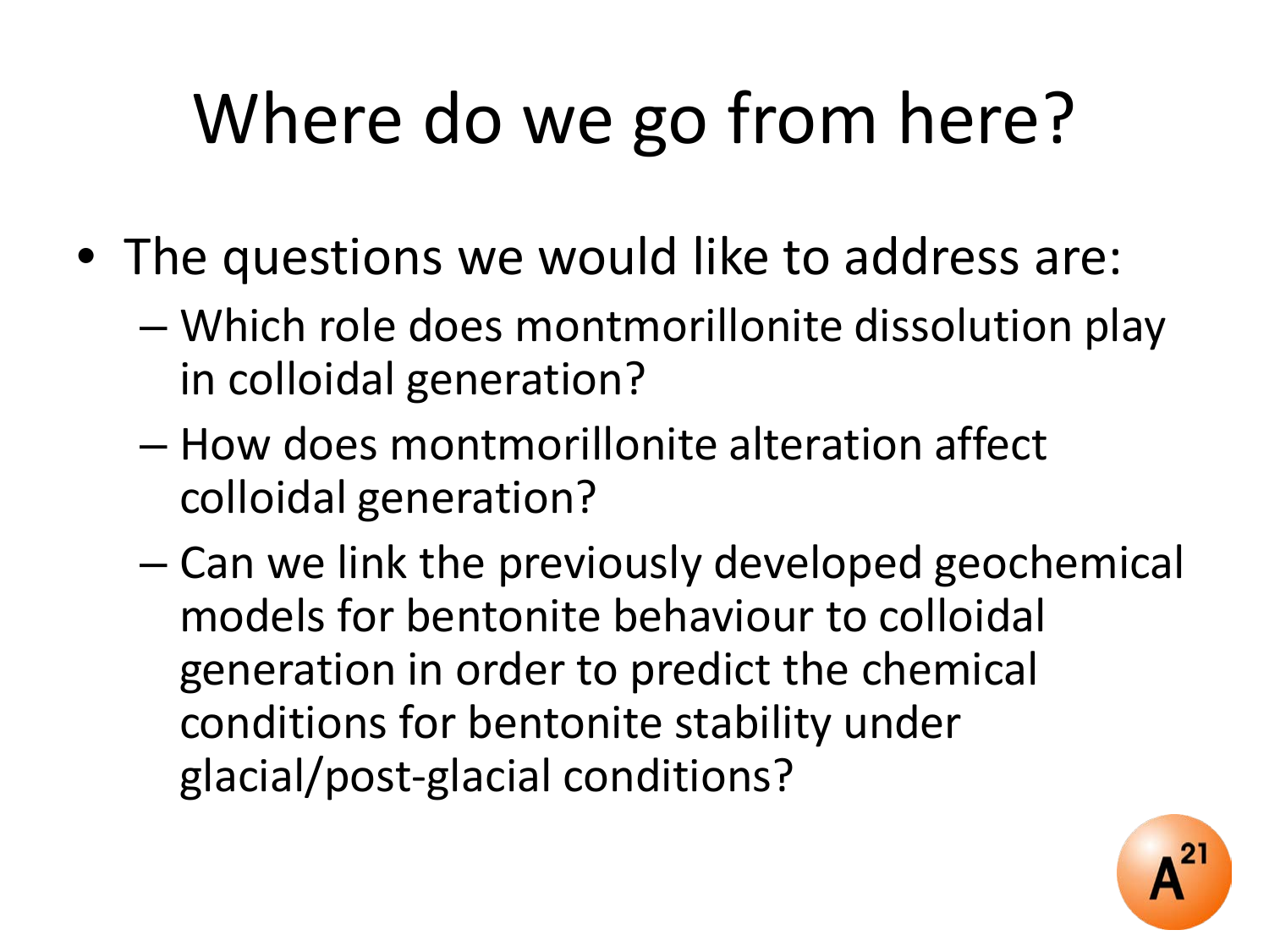# Where do we go from here?

- The questions we would like to address are:
  - Which role does montmorillonite dissolution play in colloidal generation?
  - How does montmorillonite alteration affect colloidal generation?
  - Can we link the previously developed geochemical models for bentonite behaviour to colloidal generation in order to predict the chemical conditions for bentonite stability under glacial/post-glacial conditions?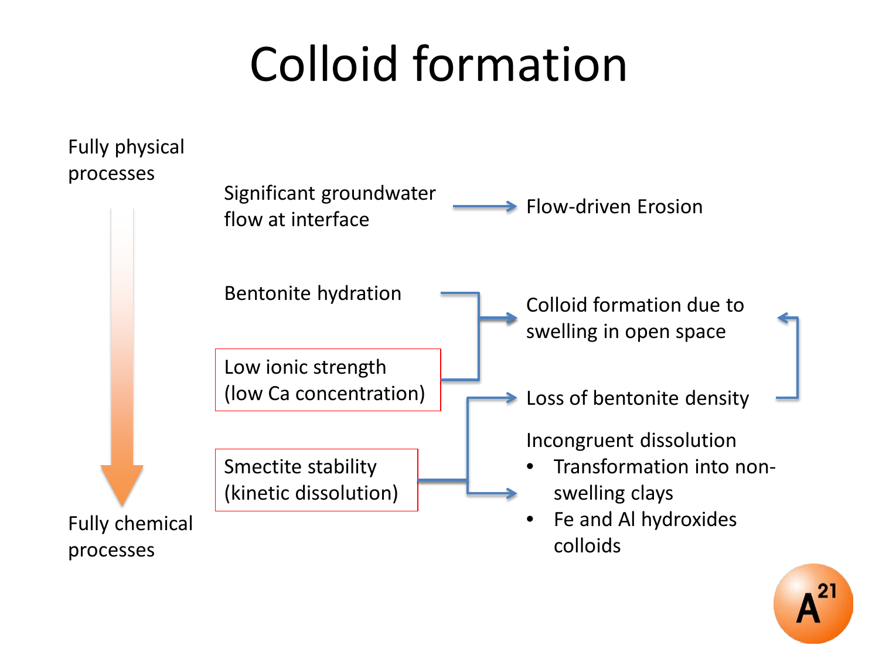# Colloid formation

Fully physical processes

Fully chemical processes

| Conditions | Result |
| --- | --- |
| Significant groundwater flow at interface | Flow-driven Erosion |
| Bentonite hydration + Low ionic strength (low Ca concentration) | Colloid formation due to swelling in open space |
| Smectite stability (kinetic dissolution) | Loss of bentonite density (→ Colloid formation due to swelling in open space) |
| Smectite stability (kinetic dissolution) | Incongruent dissolution<br>• Transformation into non-swelling clays<br>• Fe and Al hydroxides colloids |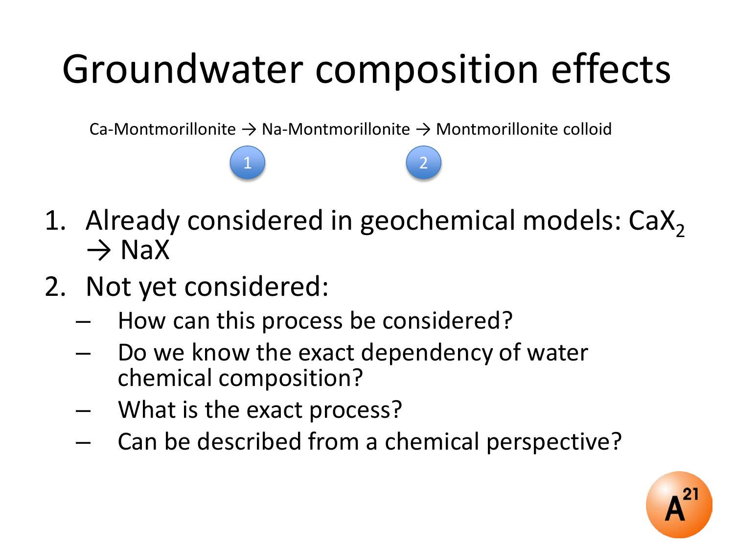# Groundwater composition effects

Ca-Montmorillonite → Na-Montmorillonite → Montmorillonite colloid

(1) (2)

1. Already considered in geochemical models: $CaX_2$ → NaX
2. Not yet considered:
   - How can this process be considered?
   - Do we know the exact dependency of water chemical composition?
   - What is the exact process?
   - Can be described from a chemical perspective?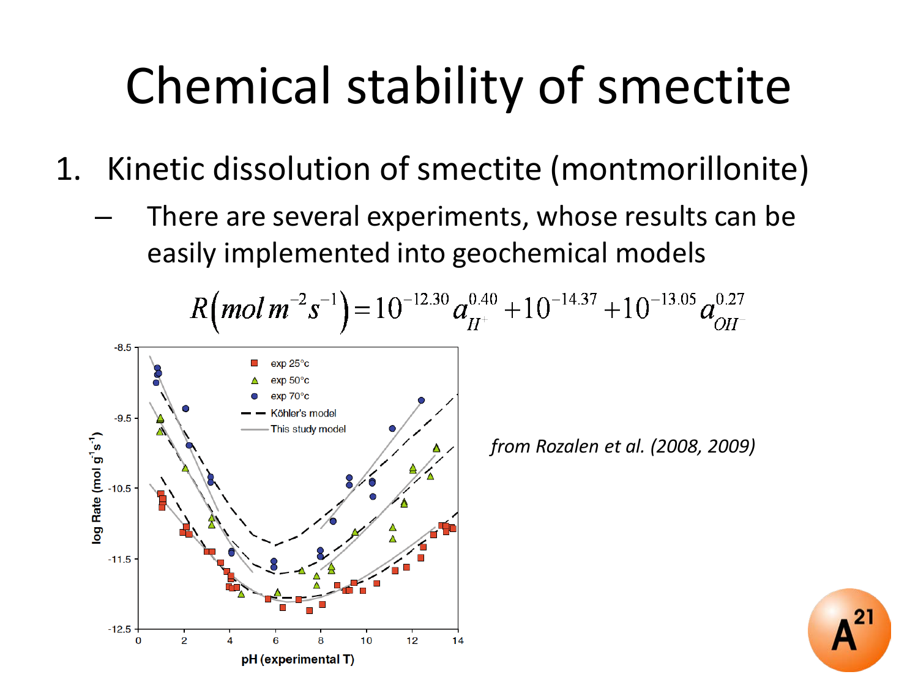# Chemical stability of smectite

1. Kinetic dissolution of smectite (montmorillonite)
   - There are several experiments, whose results can be easily implemented into geochemical models

$$R\left(mol\, m^{-2} s^{-1}\right) = 10^{-12.30} a_{H^+}^{0.40} + 10^{-14.37} + 10^{-13.05} a_{OH^-}^{0.27}$$

*from Rozalen et al. (2008, 2009)*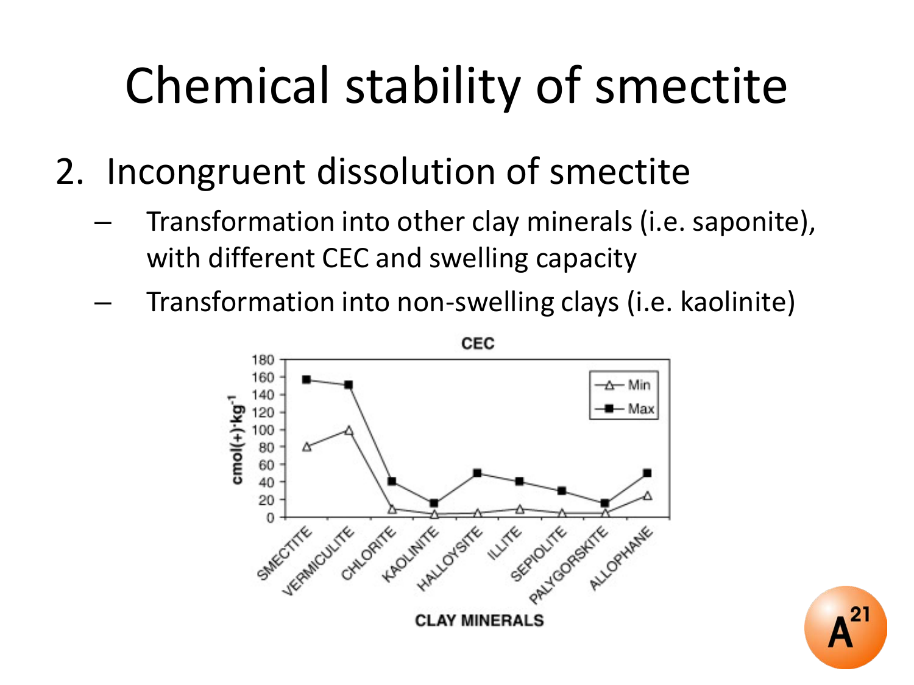# Chemical stability of smectite

2. Incongruent dissolution of smectite
   - Transformation into other clay minerals (i.e. saponite), with different CEC and swelling capacity
   - Transformation into non-swelling clays (i.e. kaolinite)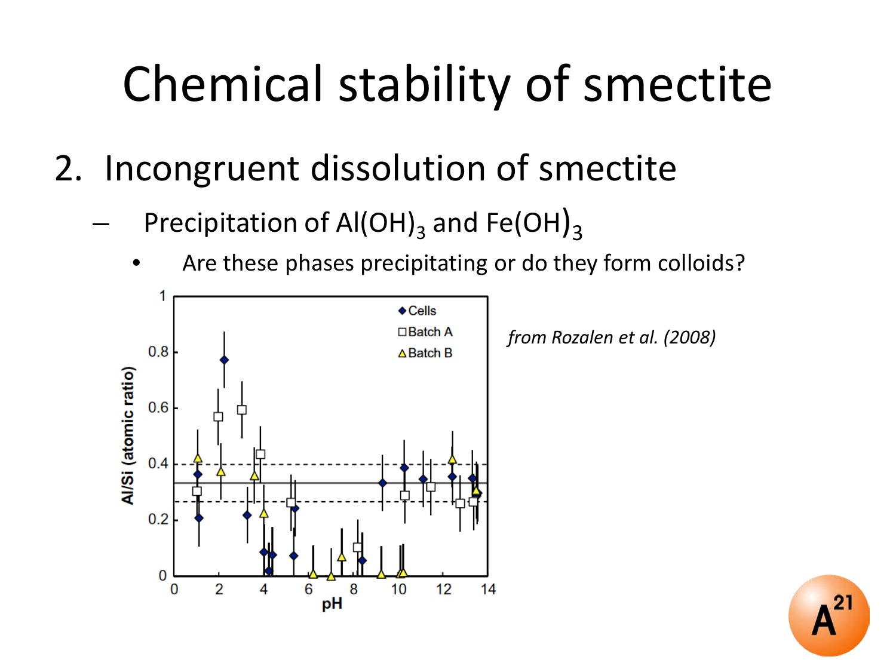# Chemical stability of smectite

2. Incongruent dissolution of smectite
   - Precipitation of $Al(OH)_3$ and $Fe(OH)_3$
     - Are these phases precipitating or do they form colloids?

*from Rozalen et al. (2008)*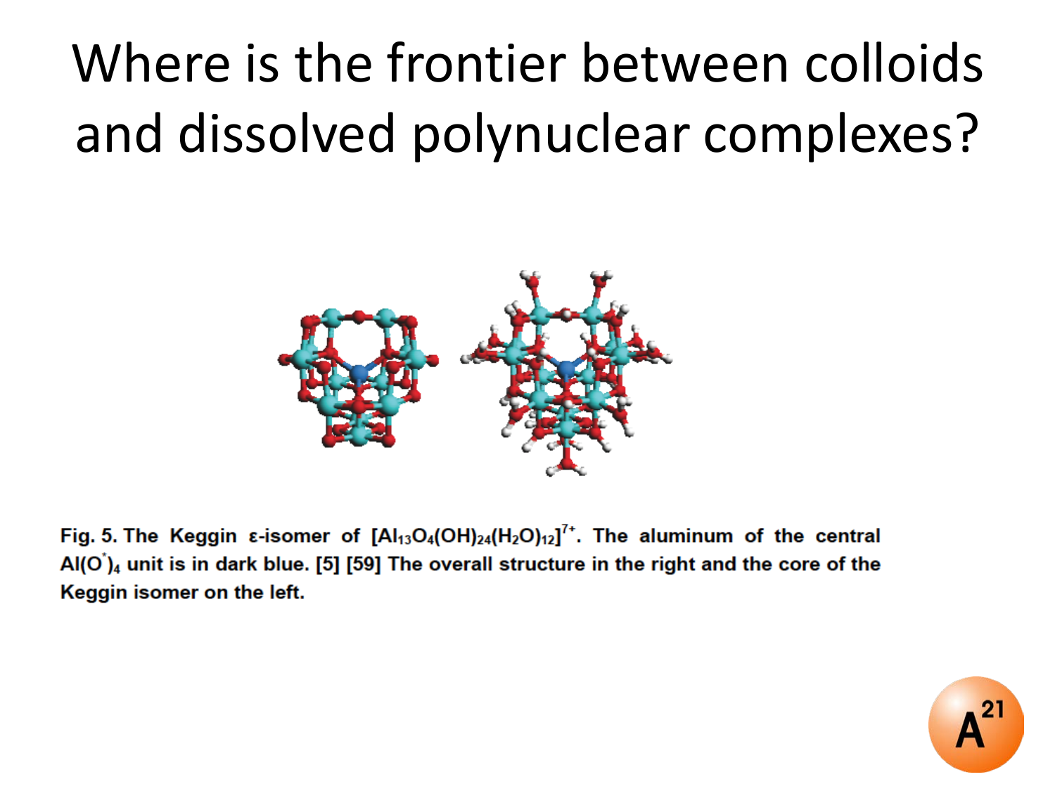# Where is the frontier between colloids and dissolved polynuclear complexes?

Fig. 5. The Keggin ε-isomer of $[Al_{13}O_4(OH)_{24}(H_2O)_{12}]^{7+}$. The aluminum of the central $Al(O^*)_4$ unit is in dark blue. [5] [59] The overall structure in the right and the core of the Keggin isomer on the left.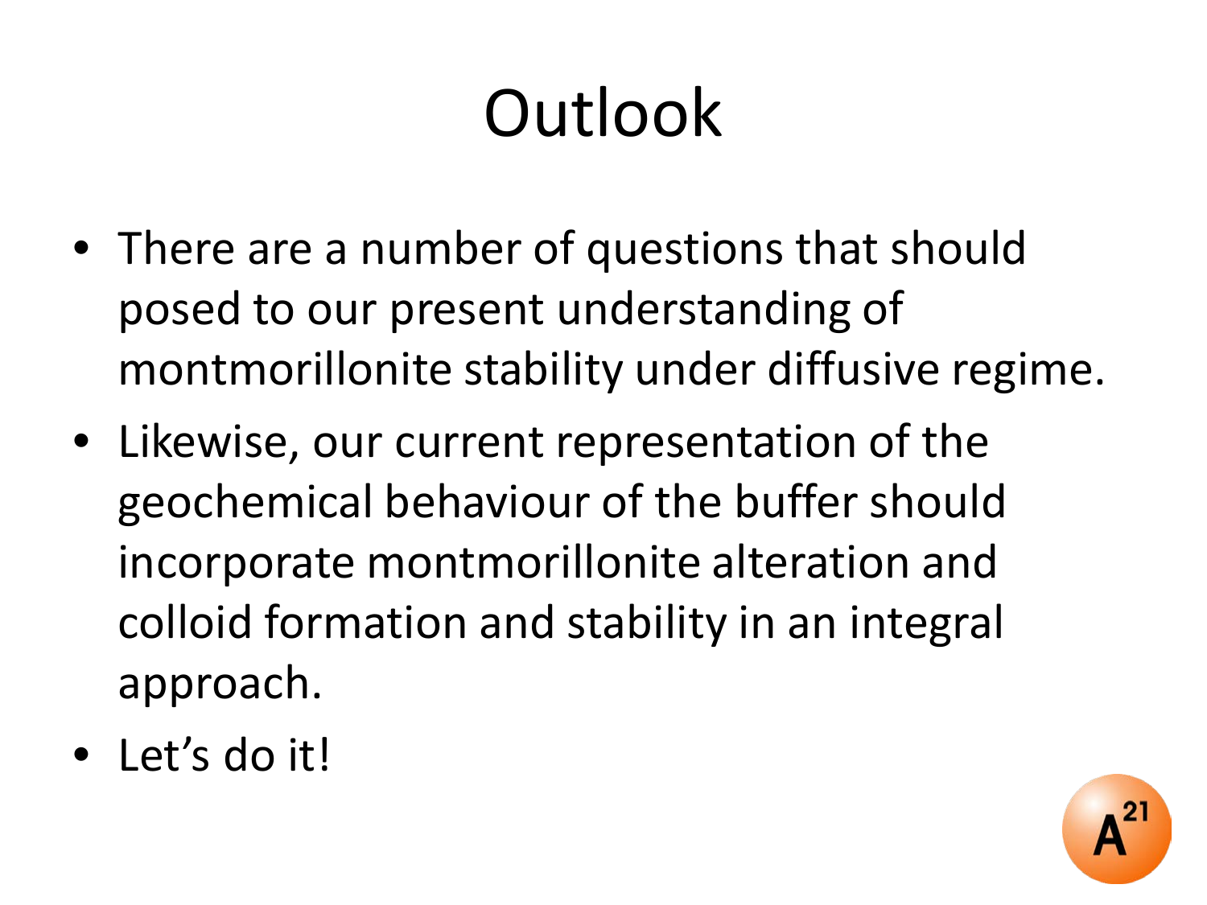# Outlook

- There are a number of questions that should posed to our present understanding of montmorillonite stability under diffusive regime.
- Likewise, our current representation of the geochemical behaviour of the buffer should incorporate montmorillonite alteration and colloid formation and stability in an integral approach.
- Let's do it!